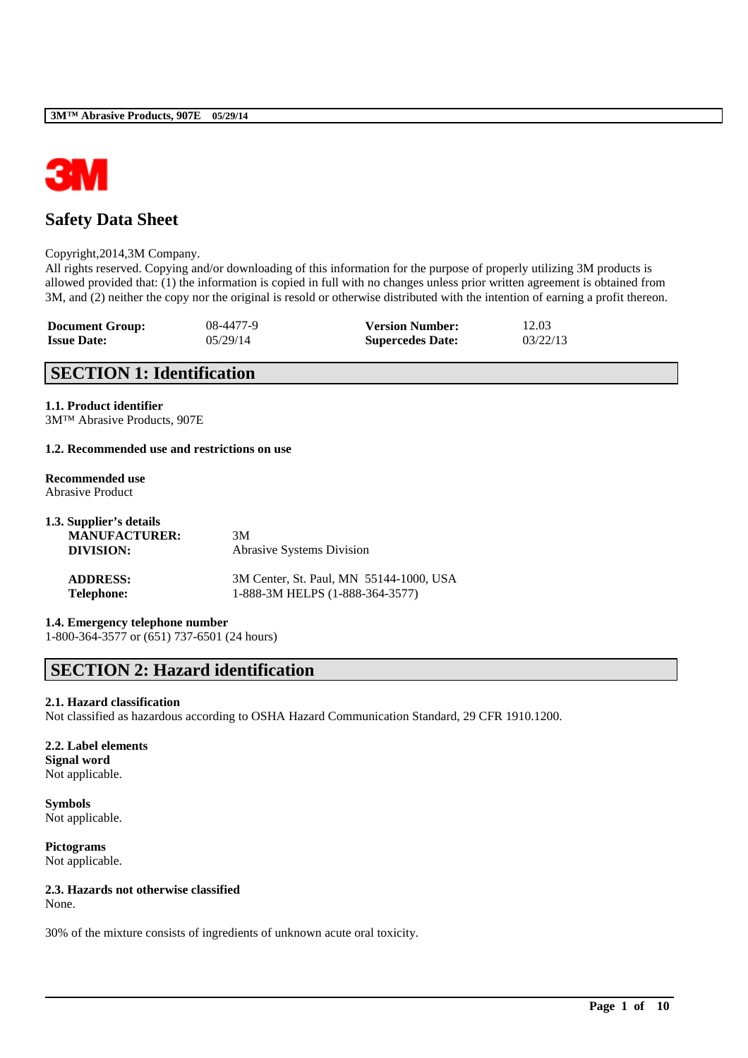# Safety Data Sheet

Copyright,2014,3M Company.
All rights reserved. Copying and/or downloading of this information for the purpose of properly utilizing 3M products is allowed provided that: (1) the information is copied in full with no changes unless prior written agreement is obtained from 3M, and (2) neither the copy nor the original is resold or otherwise distributed with the intention of earning a profit thereon.

| | | | |
|---|---|---|---|
| **Document Group:** | 08-4477-9 | **Version Number:** | 12.03 |
| **Issue Date:** | 05/29/14 | **Supercedes Date:** | 03/22/13 |

## SECTION 1: Identification

**1.1. Product identifier**
3M™ Abrasive Products, 907E

**1.2. Recommended use and restrictions on use**

**Recommended use**
Abrasive Product

**1.3. Supplier's details**

| | |
|---|---|
| **MANUFACTURER:** | 3M |
| **DIVISION:** | Abrasive Systems Division |
| **ADDRESS:** | 3M Center, St. Paul, MN 55144-1000, USA |
| **Telephone:** | 1-888-3M HELPS (1-888-364-3577) |

**1.4. Emergency telephone number**
1-800-364-3577 or (651) 737-6501 (24 hours)

## SECTION 2: Hazard identification

**2.1. Hazard classification**
Not classified as hazardous according to OSHA Hazard Communication Standard, 29 CFR 1910.1200.

**2.2. Label elements**
**Signal word**
Not applicable.

**Symbols**
Not applicable.

**Pictograms**
Not applicable.

**2.3. Hazards not otherwise classified**
None.

30% of the mixture consists of ingredients of unknown acute oral toxicity.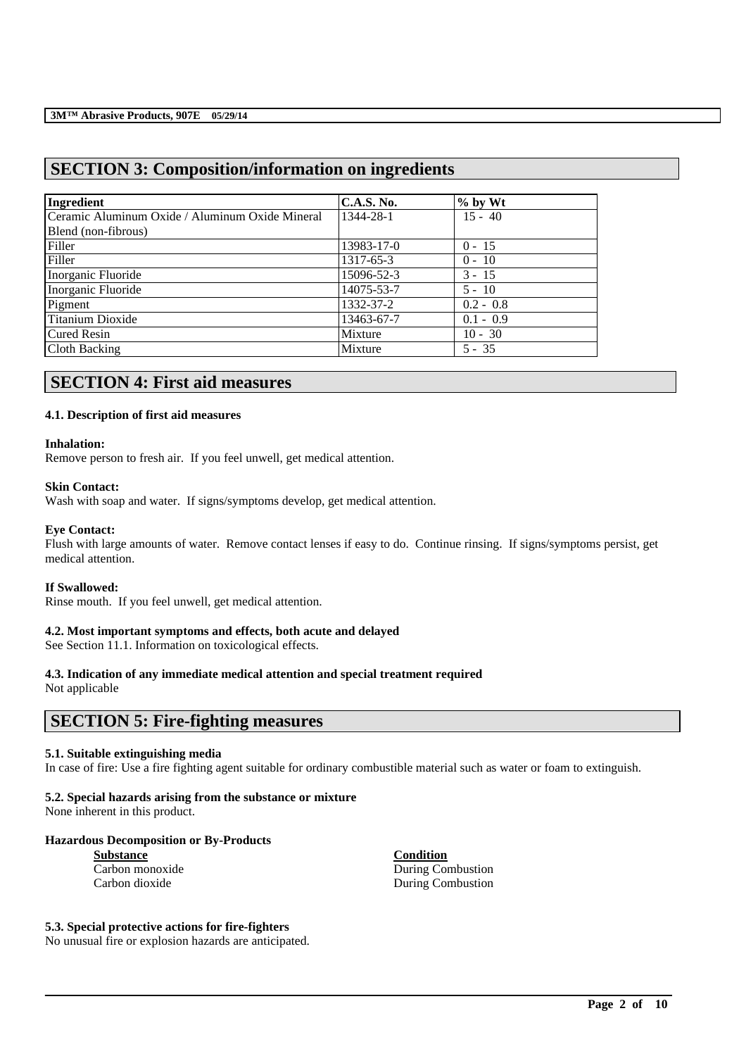## SECTION 3: Composition/information on ingredients

| Ingredient | C.A.S. No. | % by Wt |
|---|---|---|
| Ceramic Aluminum Oxide / Aluminum Oxide Mineral Blend (non-fibrous) | 1344-28-1 | 15 - 40 |
| Filler | 13983-17-0 | 0 - 15 |
| Filler | 1317-65-3 | 0 - 10 |
| Inorganic Fluoride | 15096-52-3 | 3 - 15 |
| Inorganic Fluoride | 14075-53-7 | 5 - 10 |
| Pigment | 1332-37-2 | 0.2 - 0.8 |
| Titanium Dioxide | 13463-67-7 | 0.1 - 0.9 |
| Cured Resin | Mixture | 10 - 30 |
| Cloth Backing | Mixture | 5 - 35 |

## SECTION 4: First aid measures

### 4.1. Description of first aid measures

**Inhalation:**
Remove person to fresh air. If you feel unwell, get medical attention.

**Skin Contact:**
Wash with soap and water. If signs/symptoms develop, get medical attention.

**Eye Contact:**
Flush with large amounts of water. Remove contact lenses if easy to do. Continue rinsing. If signs/symptoms persist, get medical attention.

**If Swallowed:**
Rinse mouth. If you feel unwell, get medical attention.

### 4.2. Most important symptoms and effects, both acute and delayed
See Section 11.1. Information on toxicological effects.

### 4.3. Indication of any immediate medical attention and special treatment required
Not applicable

## SECTION 5: Fire-fighting measures

### 5.1. Suitable extinguishing media
In case of fire: Use a fire fighting agent suitable for ordinary combustible material such as water or foam to extinguish.

### 5.2. Special hazards arising from the substance or mixture
None inherent in this product.

**Hazardous Decomposition or By-Products**

| Substance | Condition |
|---|---|
| Carbon monoxide | During Combustion |
| Carbon dioxide | During Combustion |

### 5.3. Special protective actions for fire-fighters
No unusual fire or explosion hazards are anticipated.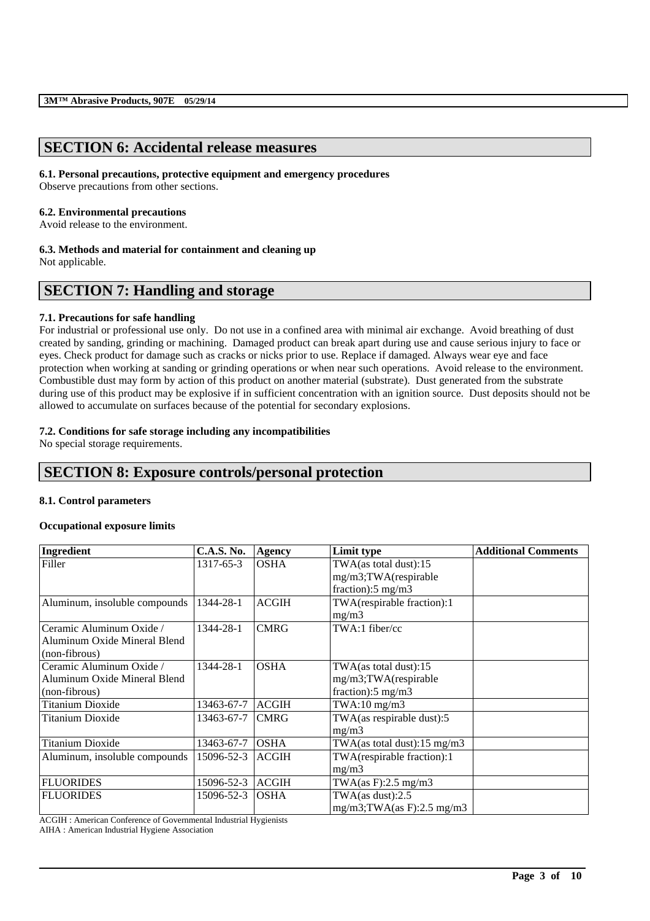## SECTION 6: Accidental release measures

### 6.1. Personal precautions, protective equipment and emergency procedures

Observe precautions from other sections.

### 6.2. Environmental precautions

Avoid release to the environment.

### 6.3. Methods and material for containment and cleaning up

Not applicable.

## SECTION 7: Handling and storage

### 7.1. Precautions for safe handling

For industrial or professional use only. Do not use in a confined area with minimal air exchange. Avoid breathing of dust created by sanding, grinding or machining. Damaged product can break apart during use and cause serious injury to face or eyes. Check product for damage such as cracks or nicks prior to use. Replace if damaged. Always wear eye and face protection when working at sanding or grinding operations or when near such operations. Avoid release to the environment. Combustible dust may form by action of this product on another material (substrate). Dust generated from the substrate during use of this product may be explosive if in sufficient concentration with an ignition source. Dust deposits should not be allowed to accumulate on surfaces because of the potential for secondary explosions.

### 7.2. Conditions for safe storage including any incompatibilities

No special storage requirements.

## SECTION 8: Exposure controls/personal protection

### 8.1. Control parameters

**Occupational exposure limits**

| Ingredient | C.A.S. No. | Agency | Limit type | Additional Comments |
|---|---|---|---|---|
| Filler | 1317-65-3 | OSHA | TWA(as total dust):15 mg/m3;TWA(respirable fraction):5 mg/m3 | |
| Aluminum, insoluble compounds | 1344-28-1 | ACGIH | TWA(respirable fraction):1 mg/m3 | |
| Ceramic Aluminum Oxide / Aluminum Oxide Mineral Blend (non-fibrous) | 1344-28-1 | CMRG | TWA:1 fiber/cc | |
| Ceramic Aluminum Oxide / Aluminum Oxide Mineral Blend (non-fibrous) | 1344-28-1 | OSHA | TWA(as total dust):15 mg/m3;TWA(respirable fraction):5 mg/m3 | |
| Titanium Dioxide | 13463-67-7 | ACGIH | TWA:10 mg/m3 | |
| Titanium Dioxide | 13463-67-7 | CMRG | TWA(as respirable dust):5 mg/m3 | |
| Titanium Dioxide | 13463-67-7 | OSHA | TWA(as total dust):15 mg/m3 | |
| Aluminum, insoluble compounds | 15096-52-3 | ACGIH | TWA(respirable fraction):1 mg/m3 | |
| FLUORIDES | 15096-52-3 | ACGIH | TWA(as F):2.5 mg/m3 | |
| FLUORIDES | 15096-52-3 | OSHA | TWA(as dust):2.5 mg/m3;TWA(as F):2.5 mg/m3 | |

ACGIH : American Conference of Governmental Industrial Hygienists
AIHA : American Industrial Hygiene Association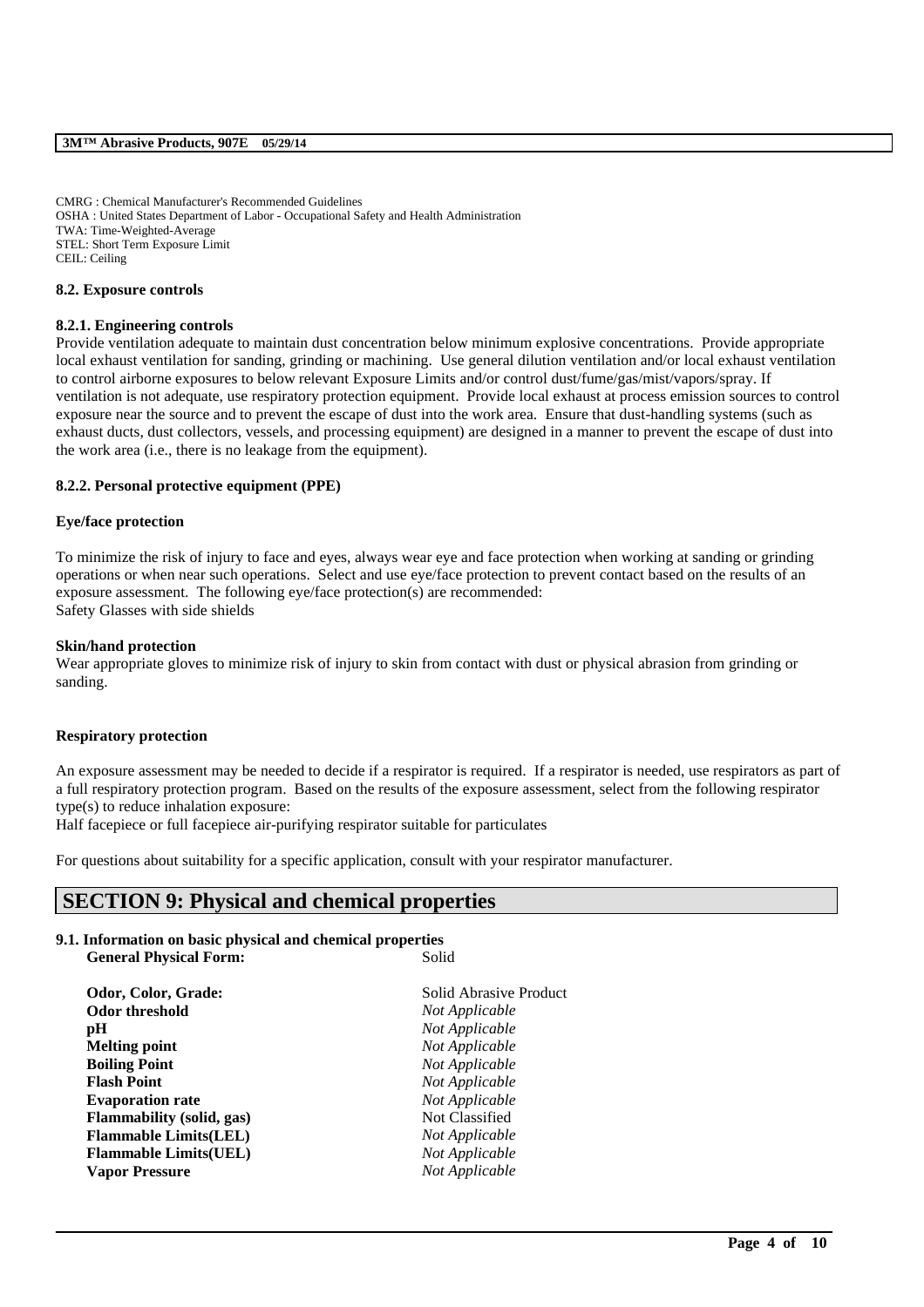CMRG : Chemical Manufacturer's Recommended Guidelines
OSHA : United States Department of Labor - Occupational Safety and Health Administration
TWA: Time-Weighted-Average
STEL: Short Term Exposure Limit
CEIL: Ceiling

### 8.2. Exposure controls

#### 8.2.1. Engineering controls

Provide ventilation adequate to maintain dust concentration below minimum explosive concentrations. Provide appropriate local exhaust ventilation for sanding, grinding or machining. Use general dilution ventilation and/or local exhaust ventilation to control airborne exposures to below relevant Exposure Limits and/or control dust/fume/gas/mist/vapors/spray. If ventilation is not adequate, use respiratory protection equipment. Provide local exhaust at process emission sources to control exposure near the source and to prevent the escape of dust into the work area. Ensure that dust-handling systems (such as exhaust ducts, dust collectors, vessels, and processing equipment) are designed in a manner to prevent the escape of dust into the work area (i.e., there is no leakage from the equipment).

#### 8.2.2. Personal protective equipment (PPE)

**Eye/face protection**

To minimize the risk of injury to face and eyes, always wear eye and face protection when working at sanding or grinding operations or when near such operations. Select and use eye/face protection to prevent contact based on the results of an exposure assessment. The following eye/face protection(s) are recommended:
Safety Glasses with side shields

**Skin/hand protection**

Wear appropriate gloves to minimize risk of injury to skin from contact with dust or physical abrasion from grinding or sanding.

**Respiratory protection**

An exposure assessment may be needed to decide if a respirator is required. If a respirator is needed, use respirators as part of a full respiratory protection program. Based on the results of the exposure assessment, select from the following respirator type(s) to reduce inhalation exposure:
Half facepiece or full facepiece air-purifying respirator suitable for particulates

For questions about suitability for a specific application, consult with your respirator manufacturer.

## SECTION 9: Physical and chemical properties

### 9.1. Information on basic physical and chemical properties

| | |
|---|---|
| **General Physical Form:** | Solid |
| **Odor, Color, Grade:** | Solid Abrasive Product |
| **Odor threshold** | *Not Applicable* |
| **pH** | *Not Applicable* |
| **Melting point** | *Not Applicable* |
| **Boiling Point** | *Not Applicable* |
| **Flash Point** | *Not Applicable* |
| **Evaporation rate** | *Not Applicable* |
| **Flammability (solid, gas)** | Not Classified |
| **Flammable Limits(LEL)** | *Not Applicable* |
| **Flammable Limits(UEL)** | *Not Applicable* |
| **Vapor Pressure** | *Not Applicable* |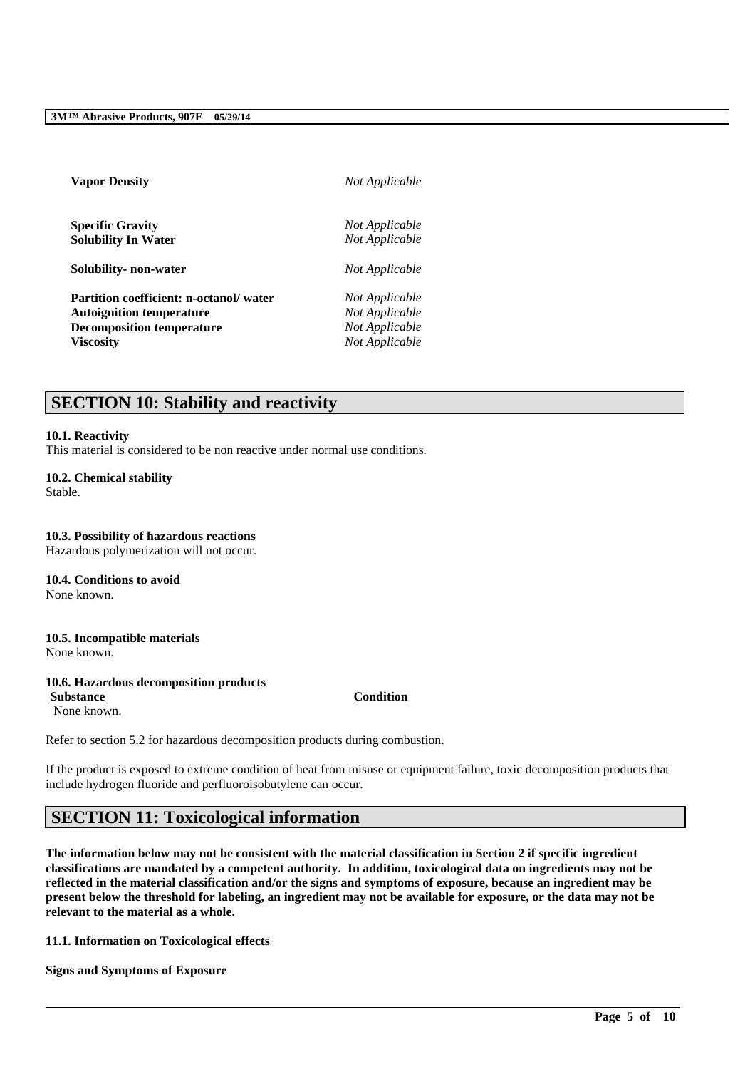| | |
|---|---|
| **Vapor Density** | *Not Applicable* |
| **Specific Gravity** | *Not Applicable* |
| **Solubility In Water** | *Not Applicable* |
| **Solubility- non-water** | *Not Applicable* |
| **Partition coefficient: n-octanol/ water** | *Not Applicable* |
| **Autoignition temperature** | *Not Applicable* |
| **Decomposition temperature** | *Not Applicable* |
| **Viscosity** | *Not Applicable* |

## SECTION 10: Stability and reactivity

**10.1. Reactivity**
This material is considered to be non reactive under normal use conditions.

**10.2. Chemical stability**
Stable.

**10.3. Possibility of hazardous reactions**
Hazardous polymerization will not occur.

**10.4. Conditions to avoid**
None known.

**10.5. Incompatible materials**
None known.

**10.6. Hazardous decomposition products**

| Substance | Condition |
|---|---|
| None known. | |

Refer to section 5.2 for hazardous decomposition products during combustion.

If the product is exposed to extreme condition of heat from misuse or equipment failure, toxic decomposition products that include hydrogen fluoride and perfluoroisobutylene can occur.

## SECTION 11: Toxicological information

**The information below may not be consistent with the material classification in Section 2 if specific ingredient classifications are mandated by a competent authority. In addition, toxicological data on ingredients may not be reflected in the material classification and/or the signs and symptoms of exposure, because an ingredient may be present below the threshold for labeling, an ingredient may not be available for exposure, or the data may not be relevant to the material as a whole.**

**11.1. Information on Toxicological effects**

**Signs and Symptoms of Exposure**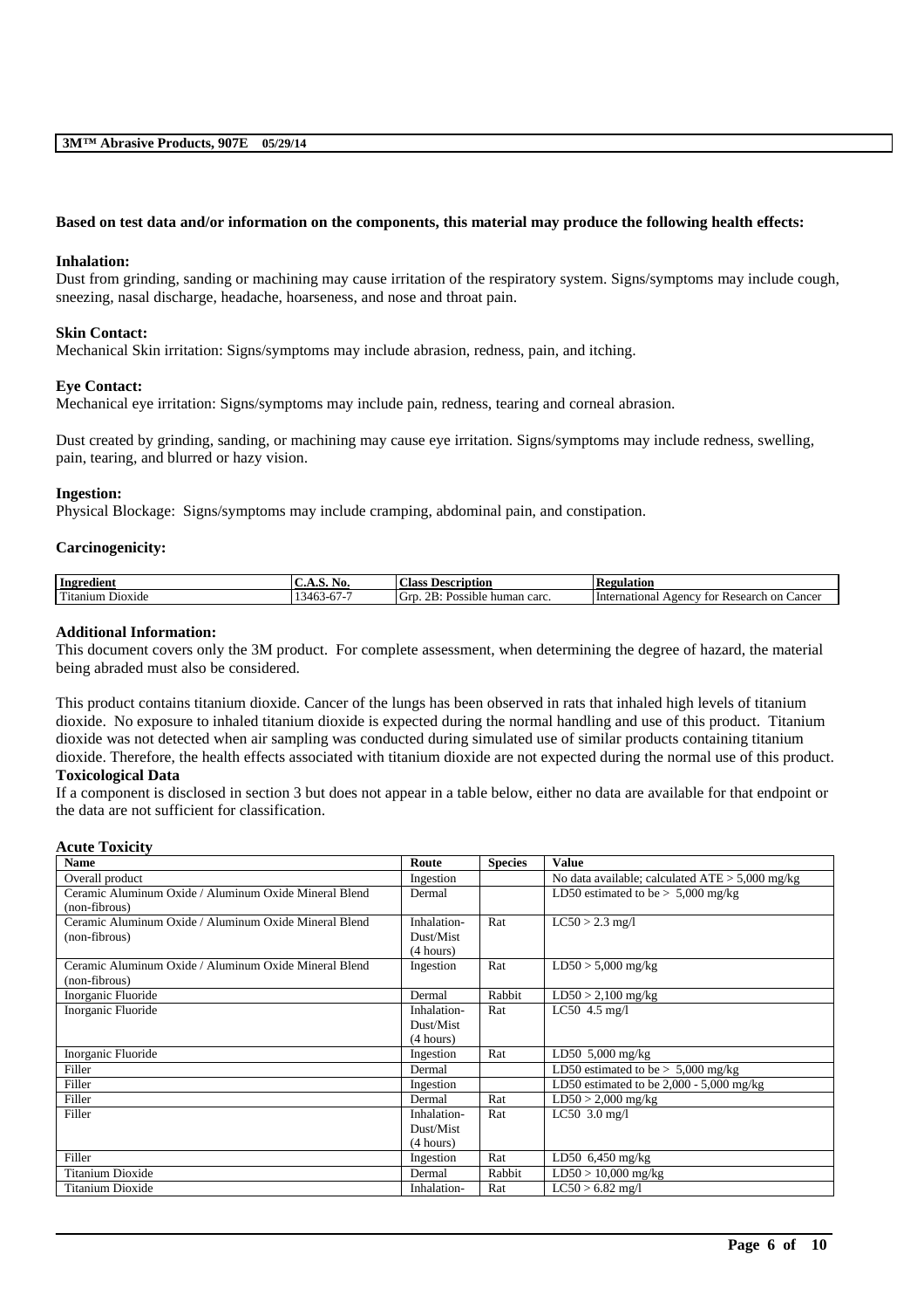**Based on test data and/or information on the components, this material may produce the following health effects:**

**Inhalation:**
Dust from grinding, sanding or machining may cause irritation of the respiratory system. Signs/symptoms may include cough, sneezing, nasal discharge, headache, hoarseness, and nose and throat pain.

**Skin Contact:**
Mechanical Skin irritation: Signs/symptoms may include abrasion, redness, pain, and itching.

**Eye Contact:**
Mechanical eye irritation: Signs/symptoms may include pain, redness, tearing and corneal abrasion.

Dust created by grinding, sanding, or machining may cause eye irritation. Signs/symptoms may include redness, swelling, pain, tearing, and blurred or hazy vision.

**Ingestion:**
Physical Blockage: Signs/symptoms may include cramping, abdominal pain, and constipation.

**Carcinogenicity:**

| Ingredient | C.A.S. No. | Class Description | Regulation |
|---|---|---|---|
| Titanium Dioxide | 13463-67-7 | Grp. 2B: Possible human carc. | International Agency for Research on Cancer |

**Additional Information:**
This document covers only the 3M product. For complete assessment, when determining the degree of hazard, the material being abraded must also be considered.

This product contains titanium dioxide. Cancer of the lungs has been observed in rats that inhaled high levels of titanium dioxide. No exposure to inhaled titanium dioxide is expected during the normal handling and use of this product. Titanium dioxide was not detected when air sampling was conducted during simulated use of similar products containing titanium dioxide. Therefore, the health effects associated with titanium dioxide are not expected during the normal use of this product.

**Toxicological Data**
If a component is disclosed in section 3 but does not appear in a table below, either no data are available for that endpoint or the data are not sufficient for classification.

**Acute Toxicity**

| Name | Route | Species | Value |
|---|---|---|---|
| Overall product | Ingestion | | No data available; calculated ATE > 5,000 mg/kg |
| Ceramic Aluminum Oxide / Aluminum Oxide Mineral Blend (non-fibrous) | Dermal | | LD50 estimated to be > 5,000 mg/kg |
| Ceramic Aluminum Oxide / Aluminum Oxide Mineral Blend (non-fibrous) | Inhalation-Dust/Mist (4 hours) | Rat | LC50 > 2.3 mg/l |
| Ceramic Aluminum Oxide / Aluminum Oxide Mineral Blend (non-fibrous) | Ingestion | Rat | LD50 > 5,000 mg/kg |
| Inorganic Fluoride | Dermal | Rabbit | LD50 > 2,100 mg/kg |
| Inorganic Fluoride | Inhalation-Dust/Mist (4 hours) | Rat | LC50 4.5 mg/l |
| Inorganic Fluoride | Ingestion | Rat | LD50 5,000 mg/kg |
| Filler | Dermal | | LD50 estimated to be > 5,000 mg/kg |
| Filler | Ingestion | | LD50 estimated to be 2,000 - 5,000 mg/kg |
| Filler | Dermal | Rat | LD50 > 2,000 mg/kg |
| Filler | Inhalation-Dust/Mist (4 hours) | Rat | LC50 3.0 mg/l |
| Filler | Ingestion | Rat | LD50 6,450 mg/kg |
| Titanium Dioxide | Dermal | Rabbit | LD50 > 10,000 mg/kg |
| Titanium Dioxide | Inhalation- | Rat | LC50 > 6.82 mg/l |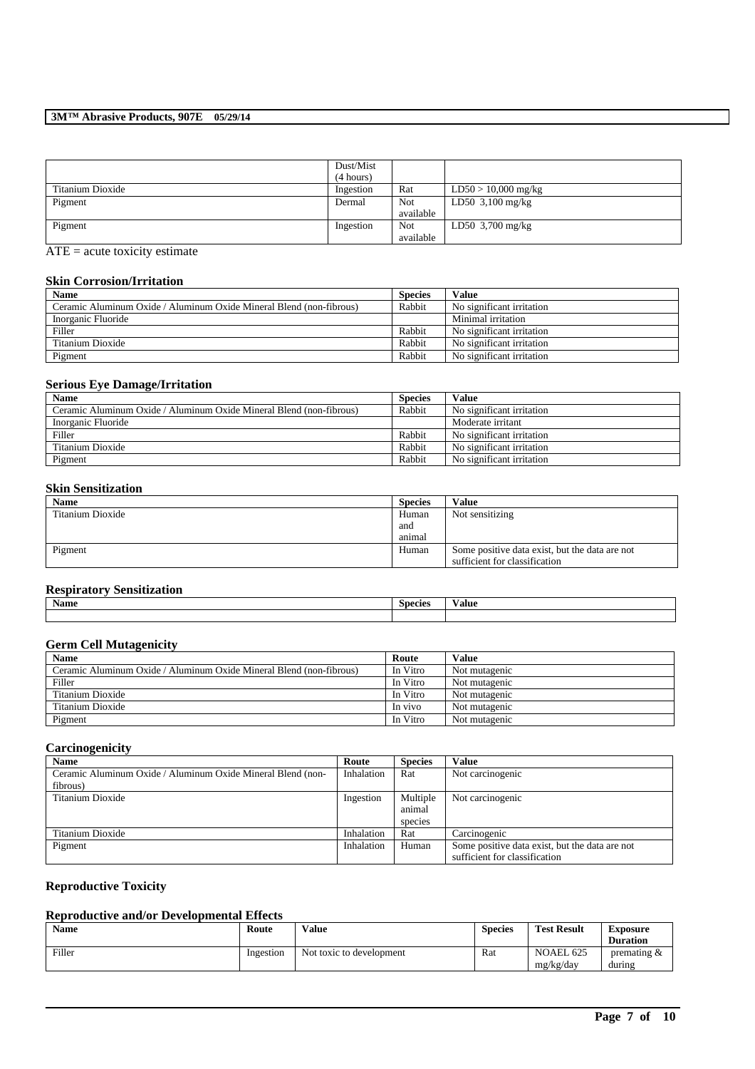| | Dust/Mist (4 hours) | | |
|---|---|---|---|
| Titanium Dioxide | Ingestion | Rat | LD50 > 10,000 mg/kg |
| Pigment | Dermal | Not available | LD50 3,100 mg/kg |
| Pigment | Ingestion | Not available | LD50 3,700 mg/kg |

ATE = acute toxicity estimate

### Skin Corrosion/Irritation

| Name | Species | Value |
|---|---|---|
| Ceramic Aluminum Oxide / Aluminum Oxide Mineral Blend (non-fibrous) | Rabbit | No significant irritation |
| Inorganic Fluoride | | Minimal irritation |
| Filler | Rabbit | No significant irritation |
| Titanium Dioxide | Rabbit | No significant irritation |
| Pigment | Rabbit | No significant irritation |

### Serious Eye Damage/Irritation

| Name | Species | Value |
|---|---|---|
| Ceramic Aluminum Oxide / Aluminum Oxide Mineral Blend (non-fibrous) | Rabbit | No significant irritation |
| Inorganic Fluoride | | Moderate irritant |
| Filler | Rabbit | No significant irritation |
| Titanium Dioxide | Rabbit | No significant irritation |
| Pigment | Rabbit | No significant irritation |

### Skin Sensitization

| Name | Species | Value |
|---|---|---|
| Titanium Dioxide | Human and animal | Not sensitizing |
| Pigment | Human | Some positive data exist, but the data are not sufficient for classification |

### Respiratory Sensitization

| Name | Species | Value |
|---|---|---|
| | | |

### Germ Cell Mutagenicity

| Name | Route | Value |
|---|---|---|
| Ceramic Aluminum Oxide / Aluminum Oxide Mineral Blend (non-fibrous) | In Vitro | Not mutagenic |
| Filler | In Vitro | Not mutagenic |
| Titanium Dioxide | In Vitro | Not mutagenic |
| Titanium Dioxide | In vivo | Not mutagenic |
| Pigment | In Vitro | Not mutagenic |

### Carcinogenicity

| Name | Route | Species | Value |
|---|---|---|---|
| Ceramic Aluminum Oxide / Aluminum Oxide Mineral Blend (non-fibrous) | Inhalation | Rat | Not carcinogenic |
| Titanium Dioxide | Ingestion | Multiple animal species | Not carcinogenic |
| Titanium Dioxide | Inhalation | Rat | Carcinogenic |
| Pigment | Inhalation | Human | Some positive data exist, but the data are not sufficient for classification |

### Reproductive Toxicity

### Reproductive and/or Developmental Effects

| Name | Route | Value | Species | Test Result | Exposure Duration |
|---|---|---|---|---|---|
| Filler | Ingestion | Not toxic to development | Rat | NOAEL 625 mg/kg/day | premating & during |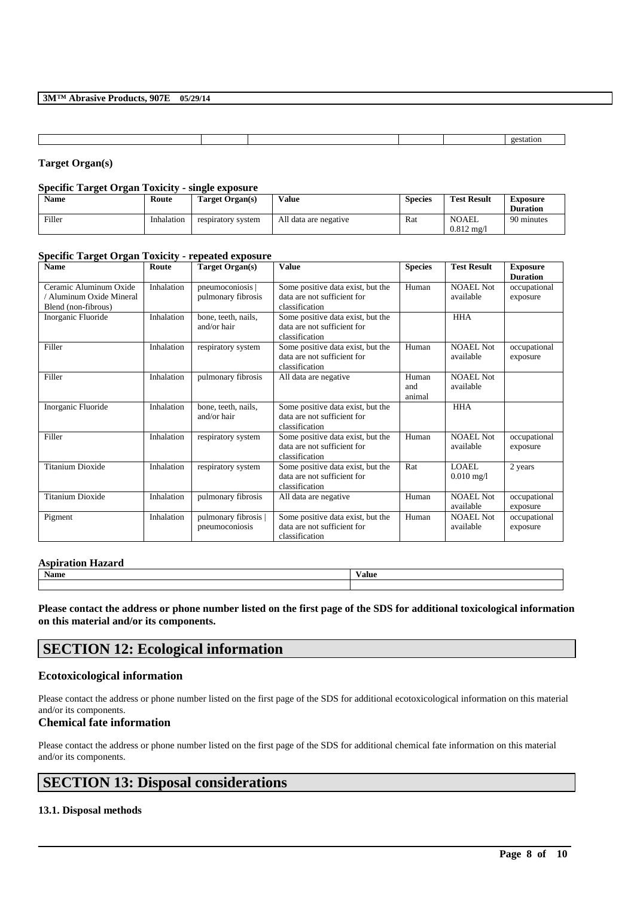| | | | | | gestation |
|---|---|---|---|---|---|

**Target Organ(s)**

**Specific Target Organ Toxicity - single exposure**

| Name | Route | Target Organ(s) | Value | Species | Test Result | Exposure Duration |
|---|---|---|---|---|---|---|
| Filler | Inhalation | respiratory system | All data are negative | Rat | NOAEL 0.812 mg/l | 90 minutes |

**Specific Target Organ Toxicity - repeated exposure**

| Name | Route | Target Organ(s) | Value | Species | Test Result | Exposure Duration |
|---|---|---|---|---|---|---|
| Ceramic Aluminum Oxide / Aluminum Oxide Mineral Blend (non-fibrous) | Inhalation | pneumoconiosis \| pulmonary fibrosis | Some positive data exist, but the data are not sufficient for classification | Human | NOAEL Not available | occupational exposure |
| Inorganic Fluoride | Inhalation | bone, teeth, nails, and/or hair | Some positive data exist, but the data are not sufficient for classification | | HHA | |
| Filler | Inhalation | respiratory system | Some positive data exist, but the data are not sufficient for classification | Human | NOAEL Not available | occupational exposure |
| Filler | Inhalation | pulmonary fibrosis | All data are negative | Human and animal | NOAEL Not available | |
| Inorganic Fluoride | Inhalation | bone, teeth, nails, and/or hair | Some positive data exist, but the data are not sufficient for classification | | HHA | |
| Filler | Inhalation | respiratory system | Some positive data exist, but the data are not sufficient for classification | Human | NOAEL Not available | occupational exposure |
| Titanium Dioxide | Inhalation | respiratory system | Some positive data exist, but the data are not sufficient for classification | Rat | LOAEL 0.010 mg/l | 2 years |
| Titanium Dioxide | Inhalation | pulmonary fibrosis | All data are negative | Human | NOAEL Not available | occupational exposure |
| Pigment | Inhalation | pulmonary fibrosis \| pneumoconiosis | Some positive data exist, but the data are not sufficient for classification | Human | NOAEL Not available | occupational exposure |

**Aspiration Hazard**

| Name | Value |
|---|---|
| | |

**Please contact the address or phone number listed on the first page of the SDS for additional toxicological information on this material and/or its components.**

# SECTION 12: Ecological information

### Ecotoxicological information

Please contact the address or phone number listed on the first page of the SDS for additional ecotoxicological information on this material and/or its components.

### Chemical fate information

Please contact the address or phone number listed on the first page of the SDS for additional chemical fate information on this material and/or its components.

# SECTION 13: Disposal considerations

**13.1. Disposal methods**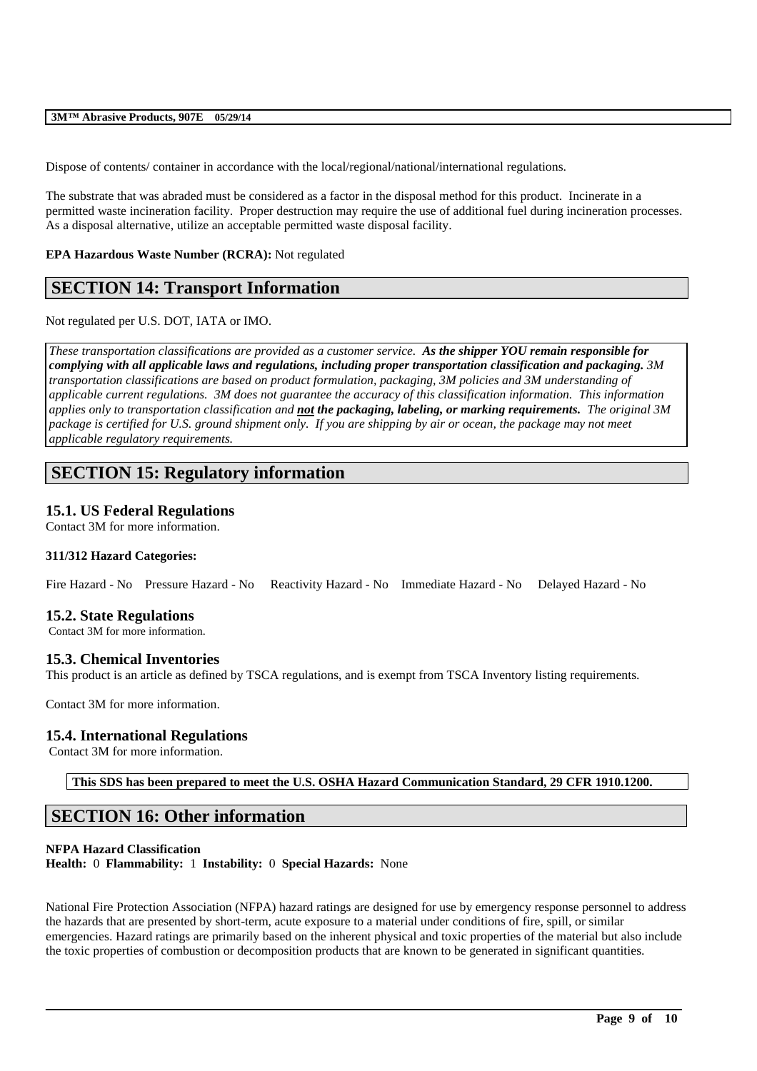Dispose of contents/ container in accordance with the local/regional/national/international regulations.

The substrate that was abraded must be considered as a factor in the disposal method for this product. Incinerate in a permitted waste incineration facility. Proper destruction may require the use of additional fuel during incineration processes. As a disposal alternative, utilize an acceptable permitted waste disposal facility.

**EPA Hazardous Waste Number (RCRA):** Not regulated

## SECTION 14: Transport Information

Not regulated per U.S. DOT, IATA or IMO.

*These transportation classifications are provided as a customer service.* ***As the shipper YOU remain responsible for complying with all applicable laws and regulations, including proper transportation classification and packaging.*** *3M transportation classifications are based on product formulation, packaging, 3M policies and 3M understanding of applicable current regulations. 3M does not guarantee the accuracy of this classification information. This information applies only to transportation classification and* ***not the packaging, labeling, or marking requirements.*** *The original 3M package is certified for U.S. ground shipment only. If you are shipping by air or ocean, the package may not meet applicable regulatory requirements.*

## SECTION 15: Regulatory information

### 15.1. US Federal Regulations

Contact 3M for more information.

**311/312 Hazard Categories:**

Fire Hazard - No Pressure Hazard - No Reactivity Hazard - No Immediate Hazard - No Delayed Hazard - No

### 15.2. State Regulations

Contact 3M for more information.

### 15.3. Chemical Inventories

This product is an article as defined by TSCA regulations, and is exempt from TSCA Inventory listing requirements.

Contact 3M for more information.

### 15.4. International Regulations

Contact 3M for more information.

**This SDS has been prepared to meet the U.S. OSHA Hazard Communication Standard, 29 CFR 1910.1200.**

## SECTION 16: Other information

**NFPA Hazard Classification**
**Health:** 0 **Flammability:** 1 **Instability:** 0 **Special Hazards:** None

National Fire Protection Association (NFPA) hazard ratings are designed for use by emergency response personnel to address the hazards that are presented by short-term, acute exposure to a material under conditions of fire, spill, or similar emergencies. Hazard ratings are primarily based on the inherent physical and toxic properties of the material but also include the toxic properties of combustion or decomposition products that are known to be generated in significant quantities.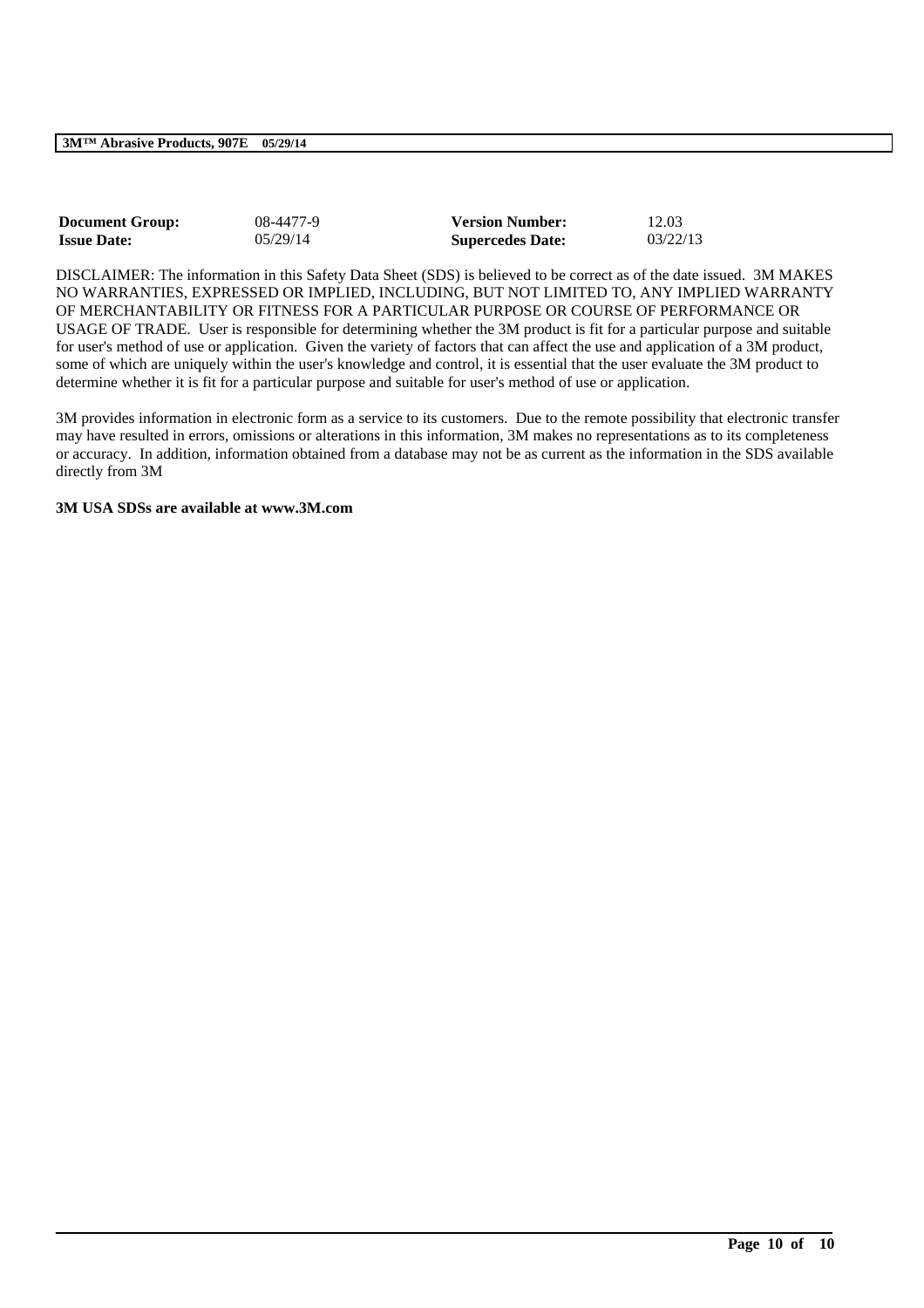| | | | |
|---|---|---|---|
| **Document Group:** | 08-4477-9 | **Version Number:** | 12.03 |
| **Issue Date:** | 05/29/14 | **Supercedes Date:** | 03/22/13 |

DISCLAIMER: The information in this Safety Data Sheet (SDS) is believed to be correct as of the date issued. 3M MAKES NO WARRANTIES, EXPRESSED OR IMPLIED, INCLUDING, BUT NOT LIMITED TO, ANY IMPLIED WARRANTY OF MERCHANTABILITY OR FITNESS FOR A PARTICULAR PURPOSE OR COURSE OF PERFORMANCE OR USAGE OF TRADE. User is responsible for determining whether the 3M product is fit for a particular purpose and suitable for user's method of use or application. Given the variety of factors that can affect the use and application of a 3M product, some of which are uniquely within the user's knowledge and control, it is essential that the user evaluate the 3M product to determine whether it is fit for a particular purpose and suitable for user's method of use or application.

3M provides information in electronic form as a service to its customers. Due to the remote possibility that electronic transfer may have resulted in errors, omissions or alterations in this information, 3M makes no representations as to its completeness or accuracy. In addition, information obtained from a database may not be as current as the information in the SDS available directly from 3M

**3M USA SDSs are available at www.3M.com**